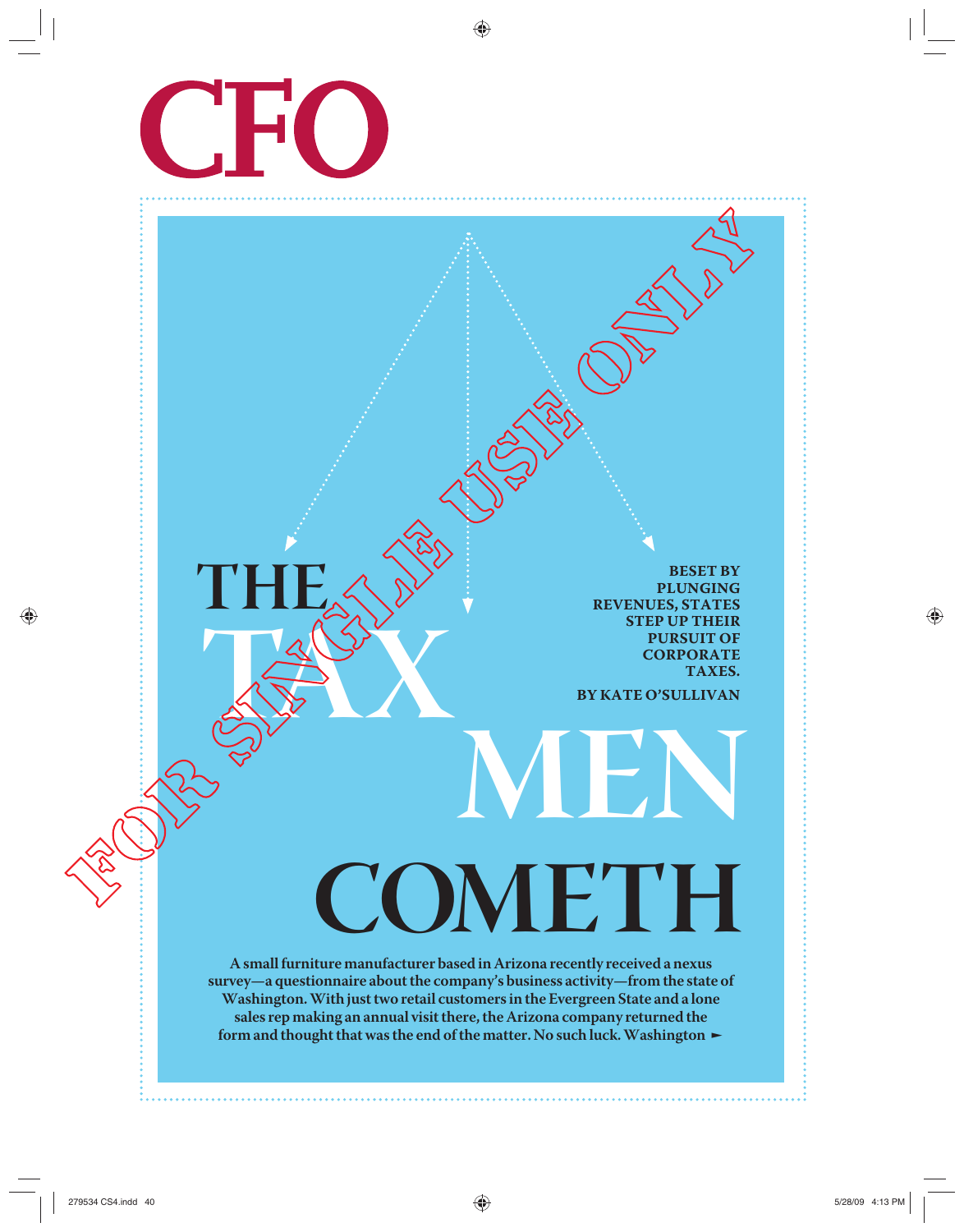# CFO

# THE TAX MEN COMETH

**BESET BY PLUNGING REVENUES, STATES STEP UP THEIR PURSUIT OF CORPORATE TAXES.**

**BY KATE O'SULLIVAN**

**A small furniture manufacturer based in Arizona recently received a nexus survey—a questionnaire about the company's business activity—from the state of Washington. With just two retail customers in the Evergreen State and a lone sales rep making an annual visit there, the Arizona company returned the form and thought that was the end of the matter. No such luck. Washington ►**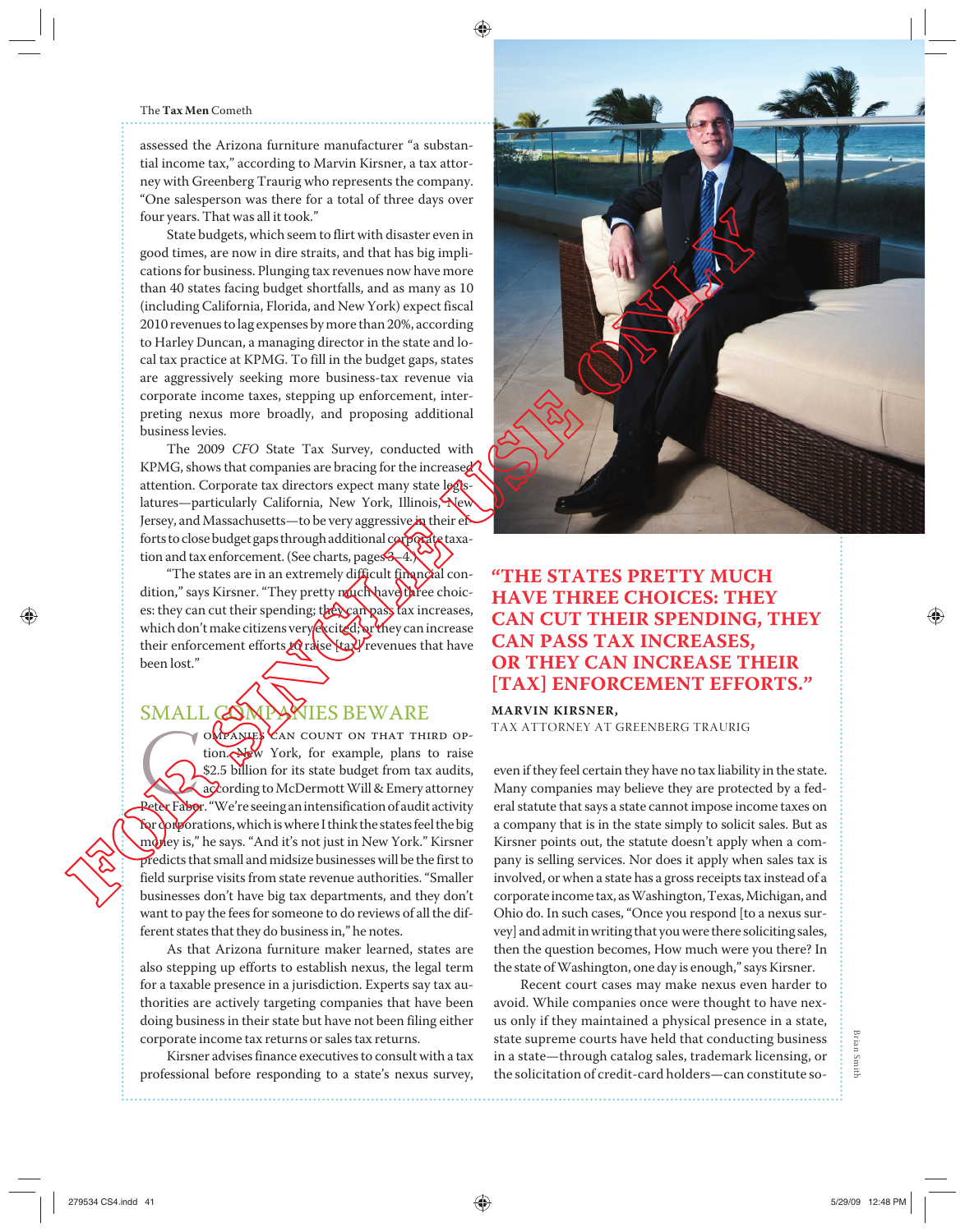assessed the Arizona furniture manufacturer "a substantial income tax," according to Marvin Kirsner, a tax attorney with Greenberg Traurig who represents the company. "One salesperson was there for a total of three days over four years. That was all it took."

State budgets, which seem to flirt with disaster even in good times, are now in dire straits, and that has big implications for business. Plunging tax revenues now have more than 40 states facing budget shortfalls, and as many as 10 (including California, Florida, and New York) expect fiscal 2010 revenues to lag expenses by more than 20%, according to Harley Duncan, a managing director in the state and local tax practice at KPMG. To fill in the budget gaps, states are aggressively seeking more business-tax revenue via corporate income taxes, stepping up enforcement, interpreting nexus more broadly, and proposing additional business levies.

The 2009 *CFO* State Tax Survey, conducted with KPMG, shows that companies are bracing for the increased attention. Corporate tax directors expect many state legislatures—particularly California, New York, Illinois, New Jersey, and Massachusetts—to be very aggressive in their efforts to close budget gaps through additional corporate taxation and tax enforcement. (See charts, pages 3–4.)

"The states are in an extremely difficult financial condition," says Kirsner. "They pretty much have three choices: they can cut their spending; they can pass tax increases, which don't make citizens very excited; or they can increase their enforcement efforts to raise [tax] revenues that have been lost."

## SMALL COMPANIES BEWARE

Companies can count on that third option. New York, for example, plans to raise $2.5 billion for its state budget from tax audits, according to McDermott Will & Emery attorney Peter Faber. "We're seeing an intensification of audit activity for corporations, which is where I think the states feel the big money is," he says. "And it's not just in New York." Kirsner predicts that small and midsize businesses will be the first to field surprise visits from state revenue authorities. "Smaller businesses don't have big tax departments, and they don't want to pay the fees for someone to do reviews of all the different states that they do business in," he notes.

As that Arizona furniture maker learned, states are also stepping up efforts to establish nexus, the legal term for a taxable presence in a jurisdiction. Experts say tax authorities are actively targeting companies that have been doing business in their state but have not been filing either corporate income tax returns or sales tax returns.

Kirsner advises finance executives to consult with a tax professional before responding to a state's nexus survey, even if they feel certain they have no tax liability in the state. Many companies may believe they are protected by a federal statute that says a state cannot impose income taxes on a company that is in the state simply to solicit sales. But as Kirsner points out, the statute doesn't apply when a company is selling services. Nor does it apply when sales tax is involved, or when a state has a gross receipts tax instead of a corporate income tax, as Washington, Texas, Michigan, and Ohio do. In such cases, "Once you respond [to a nexus survey] and admit in writing that you were there soliciting sales, then the question becomes, How much were you there? In the state of Washington, one day is enough," says Kirsner.

Recent court cases may make nexus even harder to avoid. While companies once were thought to have nexus only if they maintained a physical presence in a state, state supreme courts have held that conducting business in a state—through catalog sales, trademark licensing, or the solicitation of credit-card holders—can constitute so-

**"THE STATES PRETTY MUCH HAVE THREE CHOICES: THEY CAN CUT THEIR SPENDING, THEY CAN PASS TAX INCREASES, OR THEY CAN INCREASE THEIR [TAX] ENFORCEMENT EFFORTS."**

**MARVIN KIRSNER,**
TAX ATTORNEY AT GREENBERG TRAURIG

Brian Smith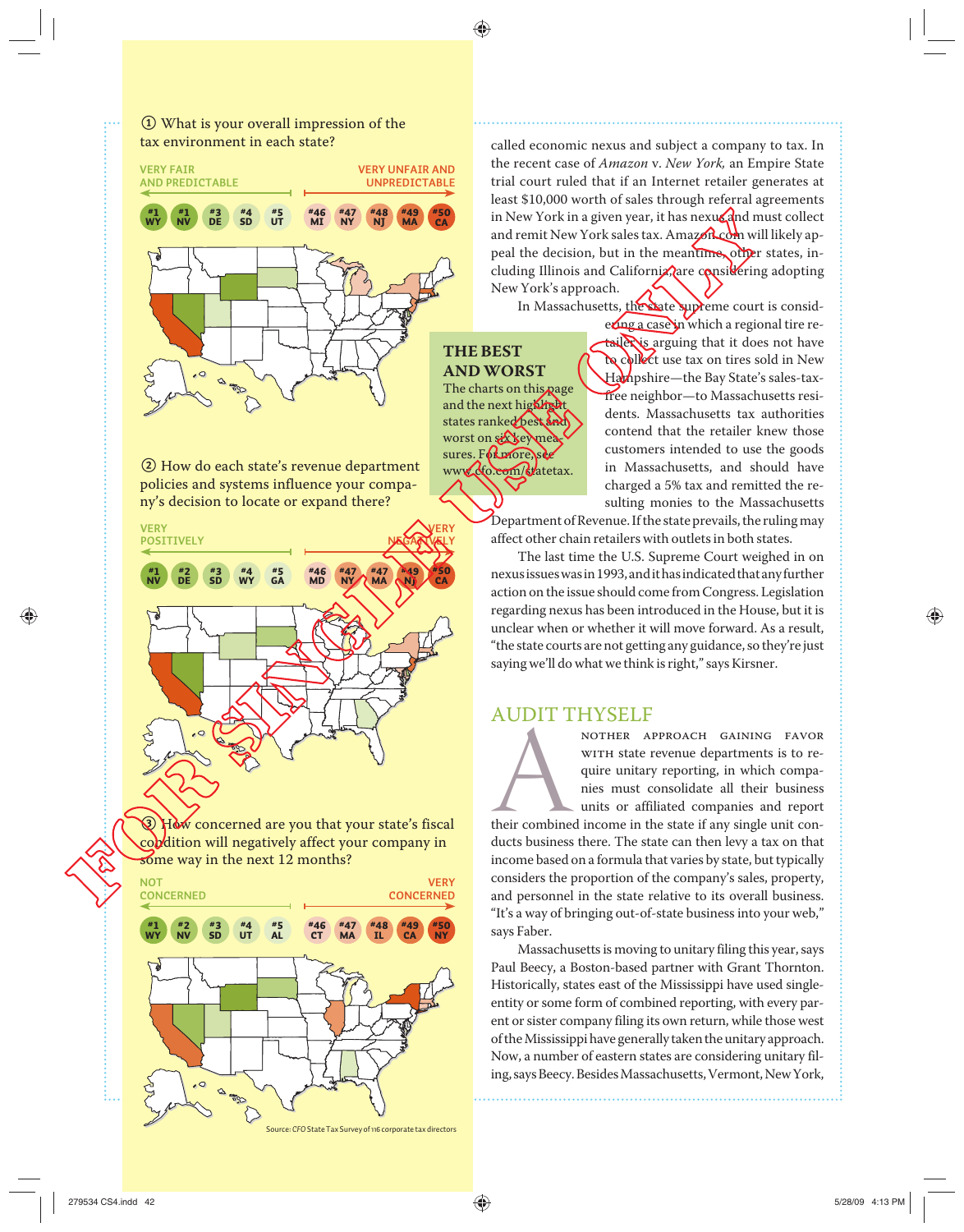① What is your overall impression of the tax environment in each state?

VERY FAIR AND PREDICTABLE — VERY UNFAIR AND UNPREDICTABLE

#1 WY, #1 NV, #3 DE, #4 SD, #5 UT | #46 MI, #47 NY, #48 NJ, #49 MA, #50 CA

② How do each state's revenue department policies and systems influence your company's decision to locate or expand there?

VERY POSITIVELY — VERY NEGATIVELY

#1 NV, #2 DE, #3 SD, #4 WY, #5 GA | #46 MD, #47 NY, #47 MA, #49 NJ, #50 CA

③ How concerned are you that your state's fiscal condition will negatively affect your company in some way in the next 12 months?

NOT CONCERNED — VERY CONCERNED

#1 WY, #2 NV, #3 SD, #4 UT, #5 AL | #46 CT, #47 MA, #48 IL, #49 CA, #50 NY

Source: *CFO* State Tax Survey of 116 corporate tax directors

called economic nexus and subject a company to tax. In the recent case of *Amazon* v. *New York,* an Empire State trial court ruled that if an Internet retailer generates at least $10,000 worth of sales through referral agreements in New York in a given year, it has nexus and must collect and remit New York sales tax. Amazon.com will likely appeal the decision, but in the meantime, other states, including Illinois and California, are considering adopting New York's approach.

In Massachusetts, the state supreme court is considering a case in which a regional tire retailer is arguing that it does not have to collect use tax on tires sold in New Hampshire—the Bay State's sales-tax-free neighbor—to Massachusetts residents. Massachusetts tax authorities contend that the retailer knew those customers intended to use the goods in Massachusetts, and should have charged a 5% tax and remitted the resulting monies to the Massachusetts Department of Revenue. If the state prevails, the ruling may affect other chain retailers with outlets in both states.

The last time the U.S. Supreme Court weighed in on nexus issues was in 1993, and it has indicated that any further action on the issue should come from Congress. Legislation regarding nexus has been introduced in the House, but it is unclear when or whether it will move forward. As a result, "the state courts are not getting any guidance, so they're just saying we'll do what we think is right," says Kirsner.

**THE BEST AND WORST**
The charts on this page and the next highlight states ranked best and worst on six key measures. For more, see www.cfo.com/statetax.

## AUDIT THYSELF

Another approach gaining favor with state revenue departments is to require unitary reporting, in which companies must consolidate all their business units or affiliated companies and report their combined income in the state if any single unit conducts business there. The state can then levy a tax on that income based on a formula that varies by state, but typically considers the proportion of the company's sales, property, and personnel in the state relative to its overall business. "It's a way of bringing out-of-state business into your web," says Faber.

Massachusetts is moving to unitary filing this year, says Paul Beecy, a Boston-based partner with Grant Thornton. Historically, states east of the Mississippi have used single-entity or some form of combined reporting, with every parent or sister company filing its own return, while those west of the Mississippi have generally taken the unitary approach. Now, a number of eastern states are considering unitary filing, says Beecy. Besides Massachusetts, Vermont, New York,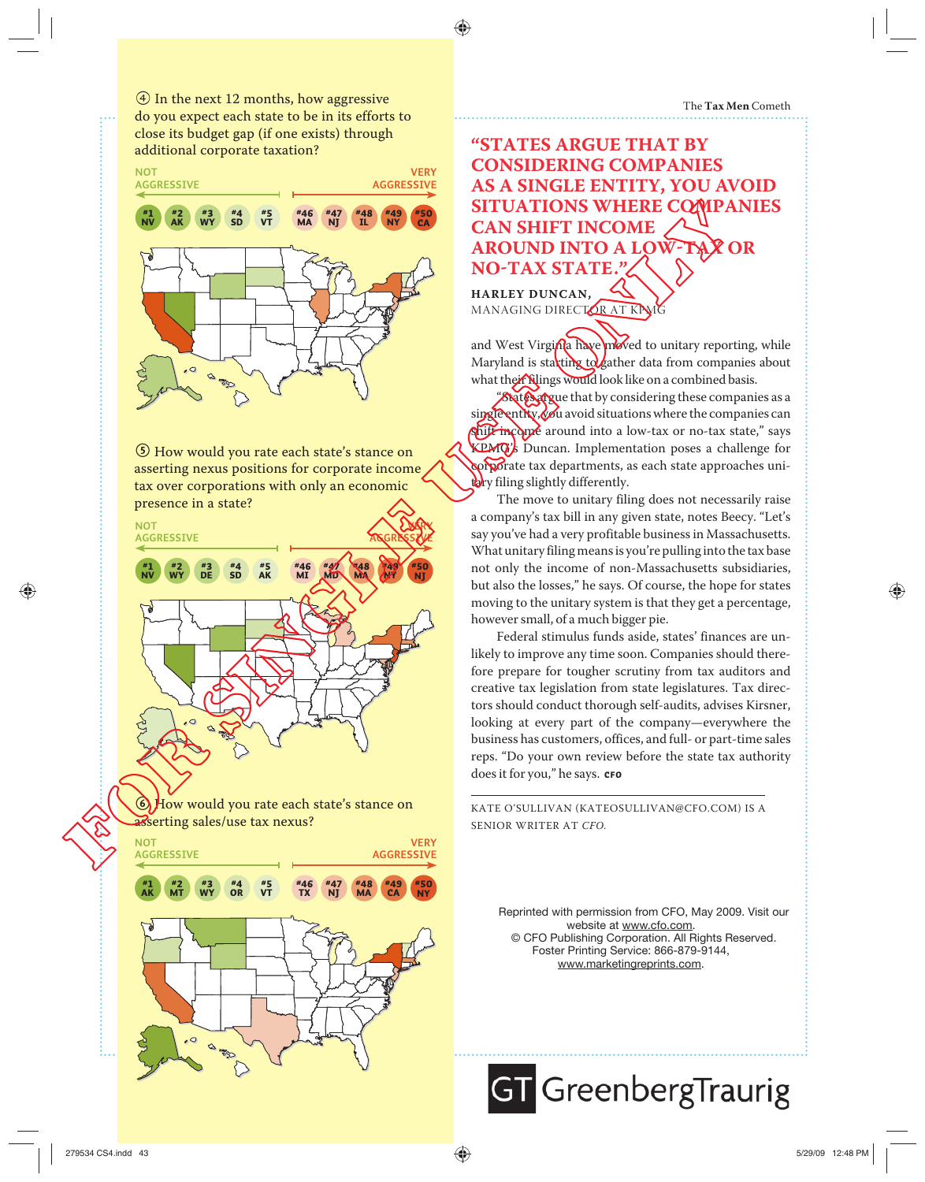④ In the next 12 months, how aggressive do you expect each state to be in its efforts to close its budget gap (if one exists) through additional corporate taxation?

NOT AGGRESSIVE

VERY AGGRESSIVE

#1 NV #2 AK #3 WY #4 SD #5 VT #46 MA #47 NJ #48 IL #49 NY #50 CA

⑤ How would you rate each state's stance on asserting nexus positions for corporate income tax over corporations with only an economic presence in a state?

NOT AGGRESSIVE

VERY AGGRESSIVE

#1 NV #2 WY #3 DE #4 SD #5 AK #46 MI #47 MD #48 MA #49 NY #50 NJ

⑥ How would you rate each state's stance on asserting sales/use tax nexus?

NOT AGGRESSIVE

VERY AGGRESSIVE

#1 AK #2 MT #3 WY #4 OR #5 VT #46 TX #47 NJ #48 MA #49 CA #50 NY

**"STATES ARGUE THAT BY CONSIDERING COMPANIES AS A SINGLE ENTITY, YOU AVOID SITUATIONS WHERE COMPANIES CAN SHIFT INCOME AROUND INTO A LOW-TAX OR NO-TAX STATE."**

**HARLEY DUNCAN,**
MANAGING DIRECTOR AT KPMG

and West Virginia have moved to unitary reporting, while Maryland is starting to gather data from companies about what their filings would look like on a combined basis.

"States argue that by considering these companies as a single entity, you avoid situations where the companies can shift income around into a low-tax or no-tax state," says KPMG's Duncan. Implementation poses a challenge for corporate tax departments, as each state approaches unitary filing slightly differently.

The move to unitary filing does not necessarily raise a company's tax bill in any given state, notes Beecy. "Let's say you've had a very profitable business in Massachusetts. What unitary filing means is you're pulling into the tax base not only the income of non-Massachusetts subsidiaries, but also the losses," he says. Of course, the hope for states moving to the unitary system is that they get a percentage, however small, of a much bigger pie.

Federal stimulus funds aside, states' finances are unlikely to improve any time soon. Companies should therefore prepare for tougher scrutiny from tax auditors and creative tax legislation from state legislatures. Tax directors should conduct thorough self-audits, advises Kirsner, looking at every part of the company—everywhere the business has customers, offices, and full- or part-time sales reps. "Do your own review before the state tax authority does it for you," he says. CFO

KATE O'SULLIVAN (KATEOSULLIVAN@CFO.COM) IS A SENIOR WRITER AT *CFO*.

Reprinted with permission from CFO, May 2009. Visit our website at www.cfo.com.
© CFO Publishing Corporation. All Rights Reserved.
Foster Printing Service: 866-879-9144, www.marketingreprints.com.

GT GreenbergTraurig